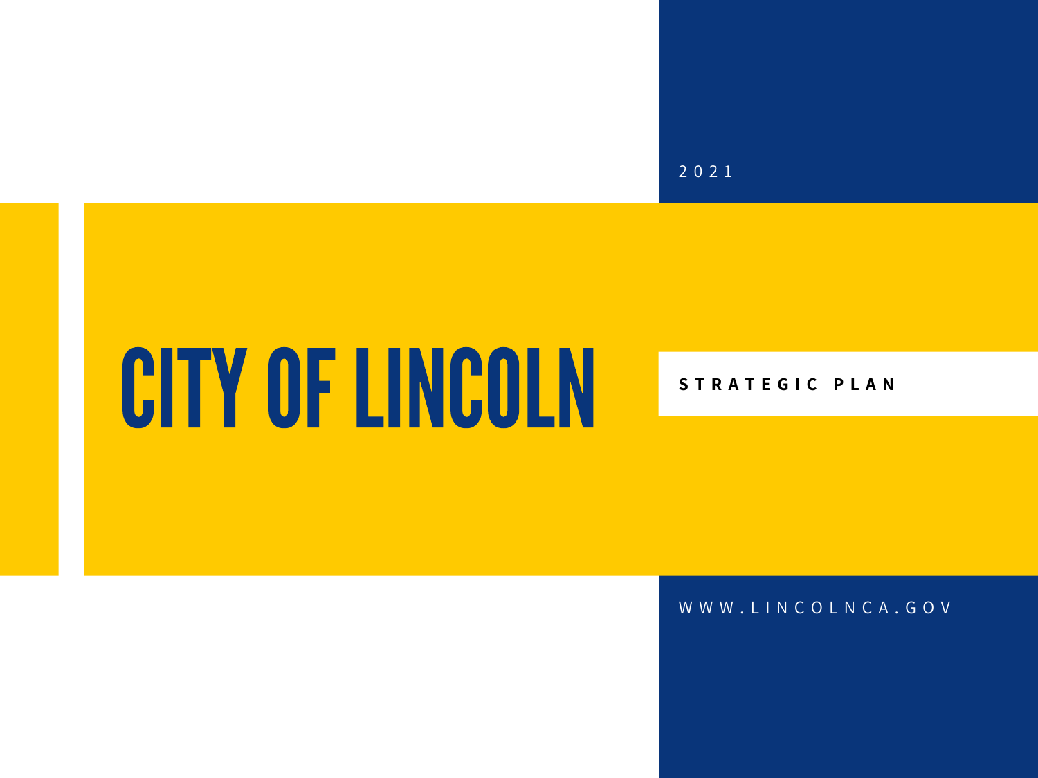2021

# CITY OF LINCOLN

**STRATEGIC PLAN**

WWW.LINCOLNCA.GOV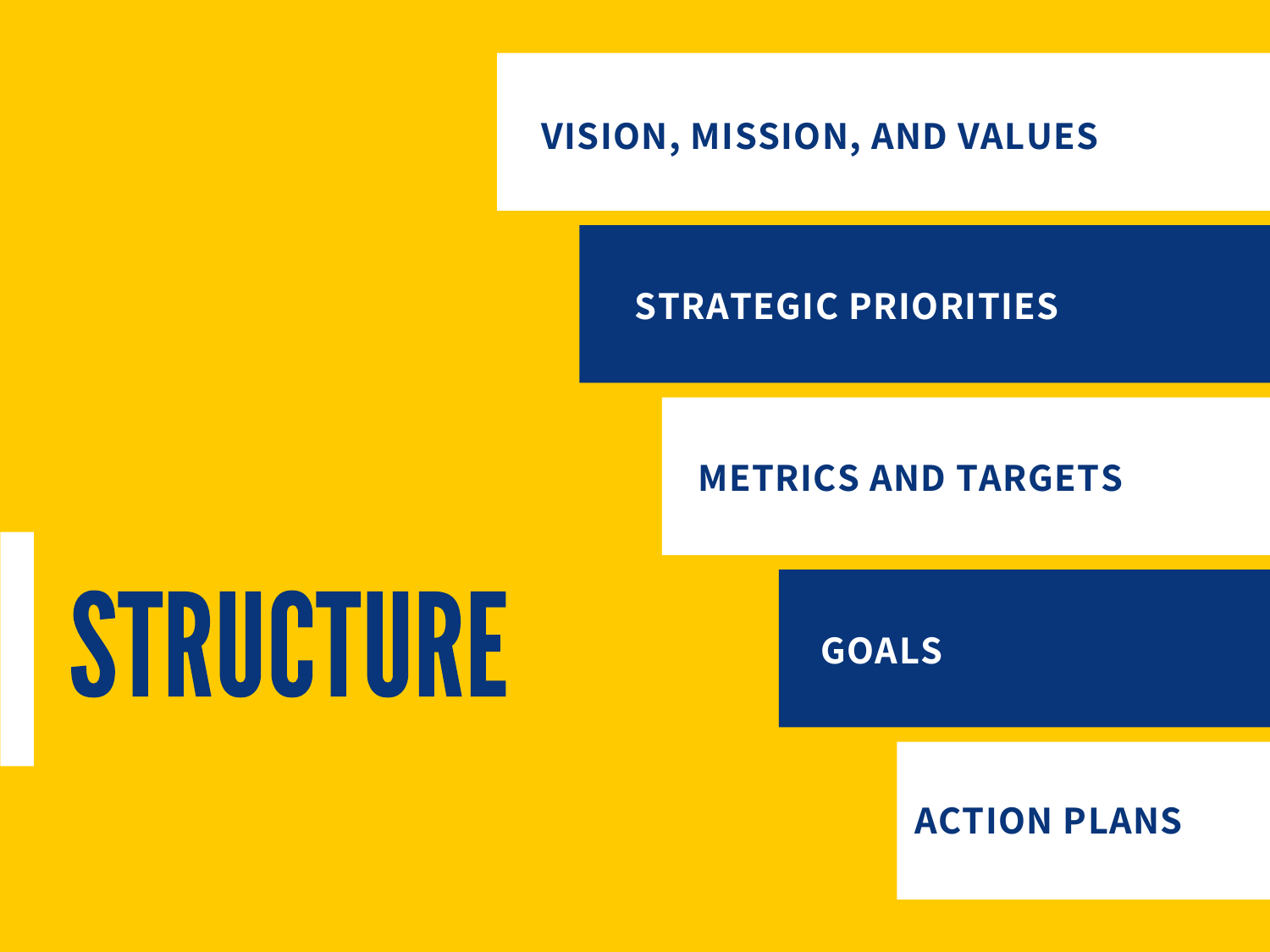# STRUCTURE

- VISION, MISSION, AND VALUES
- STRATEGIC PRIORITIES
- METRICS AND TARGETS
- GOALS
- ACTION PLANS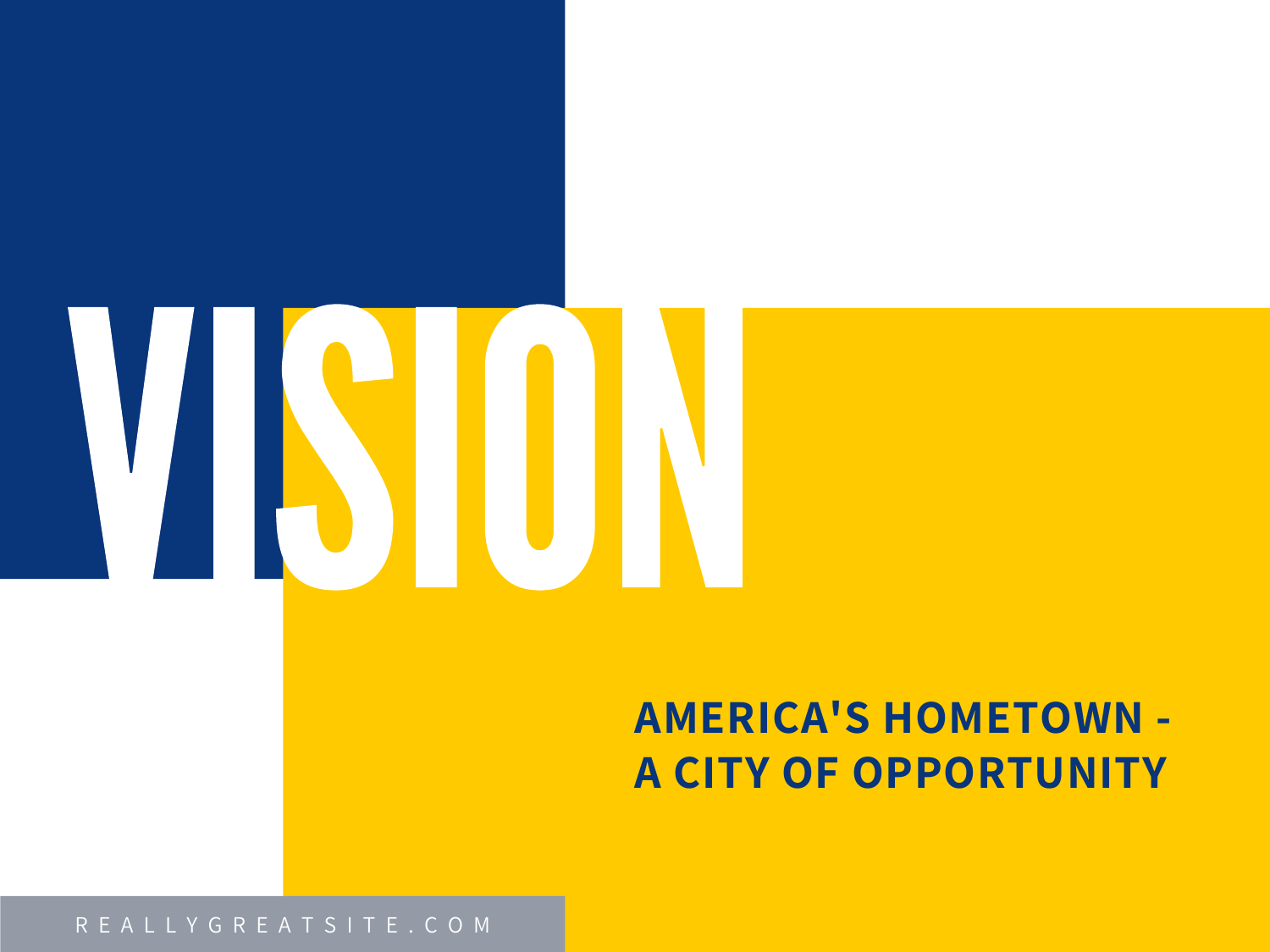# VISION

**AMERICA'S HOMETOWN - A CITY OF OPPORTUNITY**

REALLYGREATSITE.COM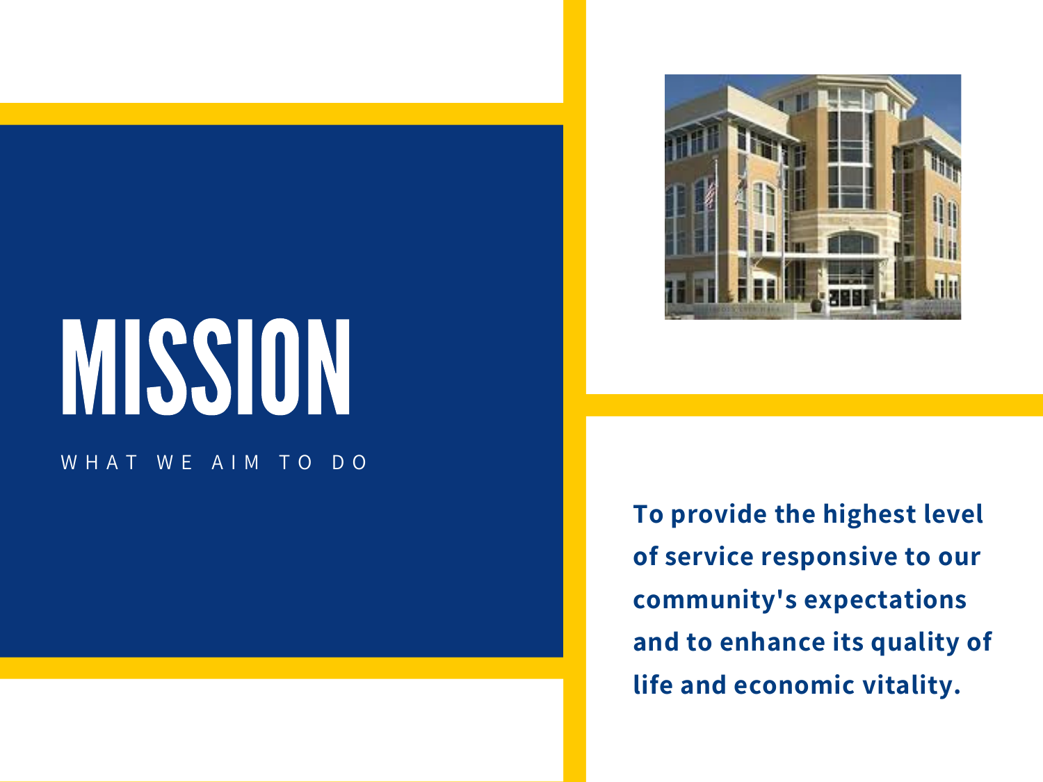# MISSION

WHAT WE AIM TO DO

**To provide the highest level of service responsive to our community's expectations and to enhance its quality of life and economic vitality.**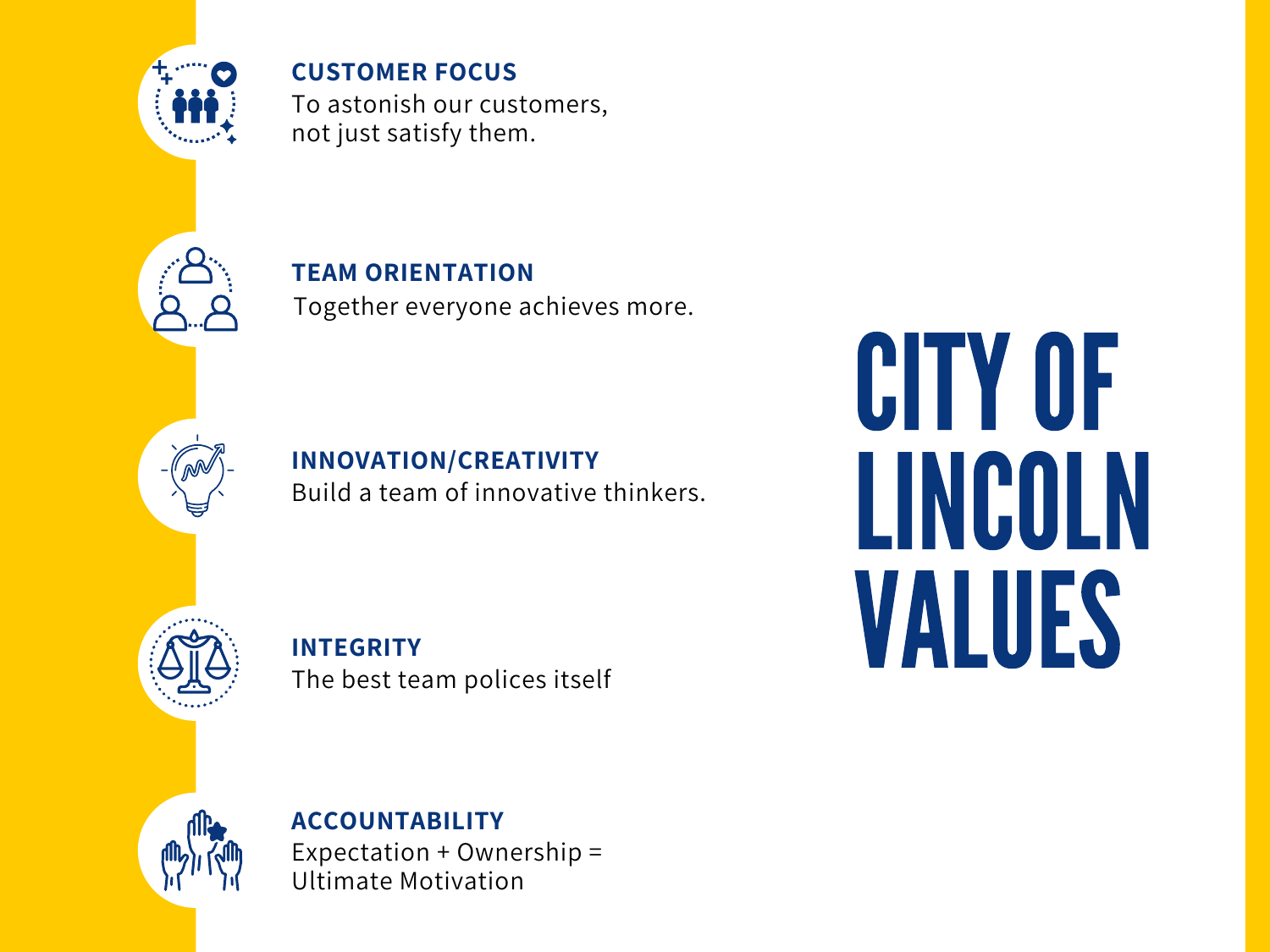# CITY OF LINCOLN VALUES

**CUSTOMER FOCUS**
To astonish our customers, not just satisfy them.

**TEAM ORIENTATION**
Together everyone achieves more.

**INNOVATION/CREATIVITY**
Build a team of innovative thinkers.

**INTEGRITY**
The best team polices itself

**ACCOUNTABILITY**
Expectation + Ownership = Ultimate Motivation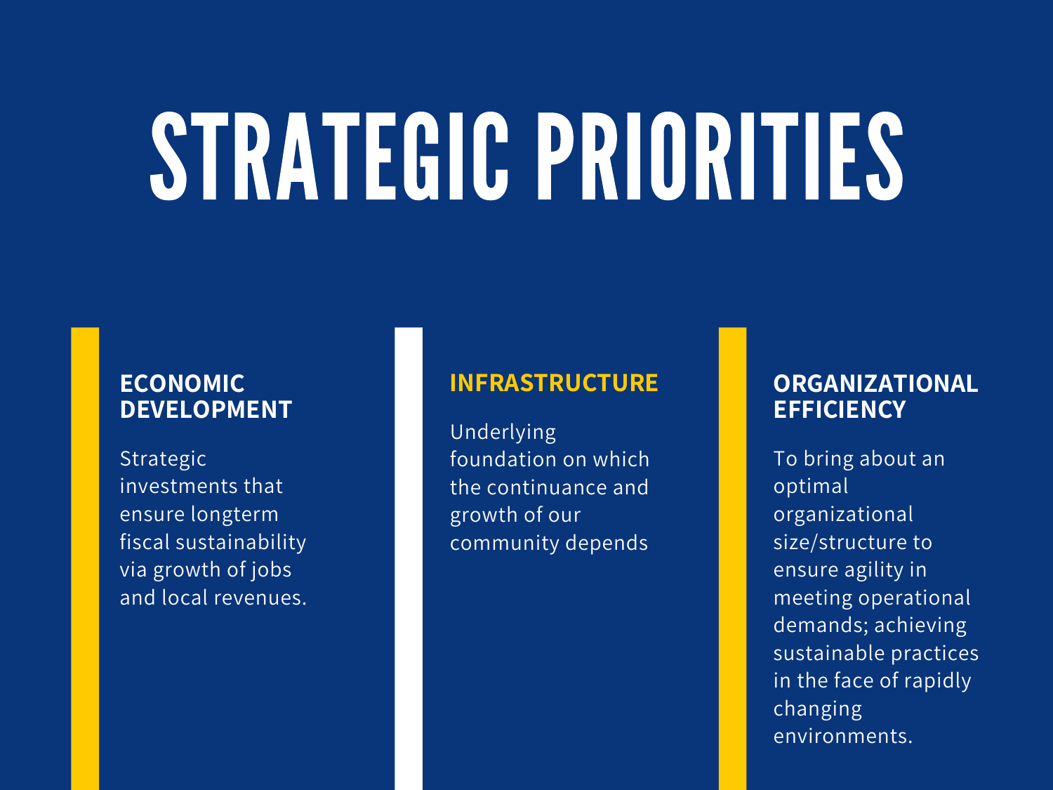# STRATEGIC PRIORITIES

### ECONOMIC DEVELOPMENT

Strategic investments that ensure longterm fiscal sustainability via growth of jobs and local revenues.

### INFRASTRUCTURE

Underlying foundation on which the continuance and growth of our community depends

### ORGANIZATIONAL EFFICIENCY

To bring about an optimal organizational size/structure to ensure agility in meeting operational demands; achieving sustainable practices in the face of rapidly changing environments.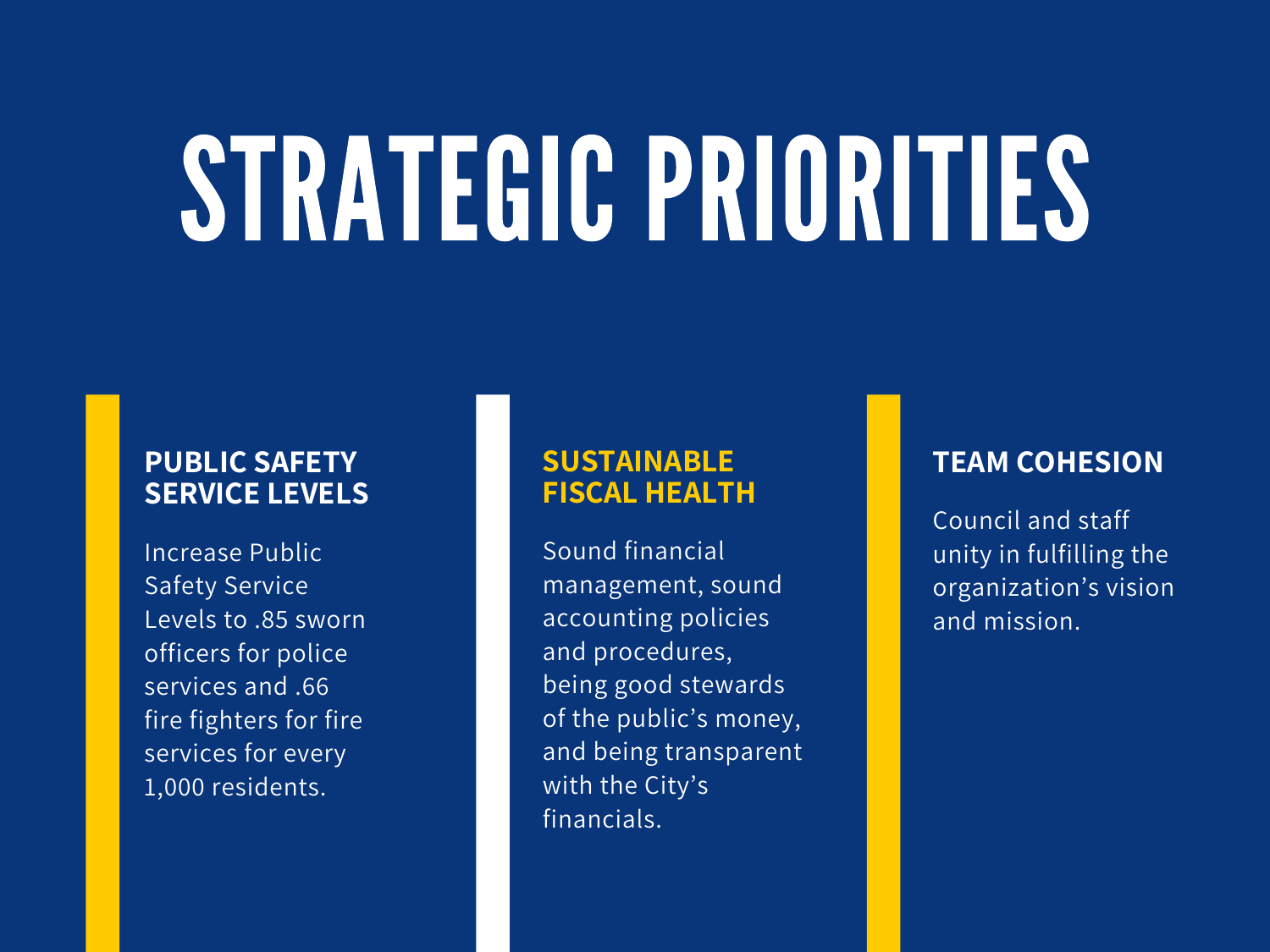# STRATEGIC PRIORITIES

### PUBLIC SAFETY SERVICE LEVELS

Increase Public Safety Service Levels to .85 sworn officers for police services and .66 fire fighters for fire services for every 1,000 residents.

### SUSTAINABLE FISCAL HEALTH

Sound financial management, sound accounting policies and procedures, being good stewards of the public's money, and being transparent with the City's financials.

### TEAM COHESION

Council and staff unity in fulfilling the organization's vision and mission.